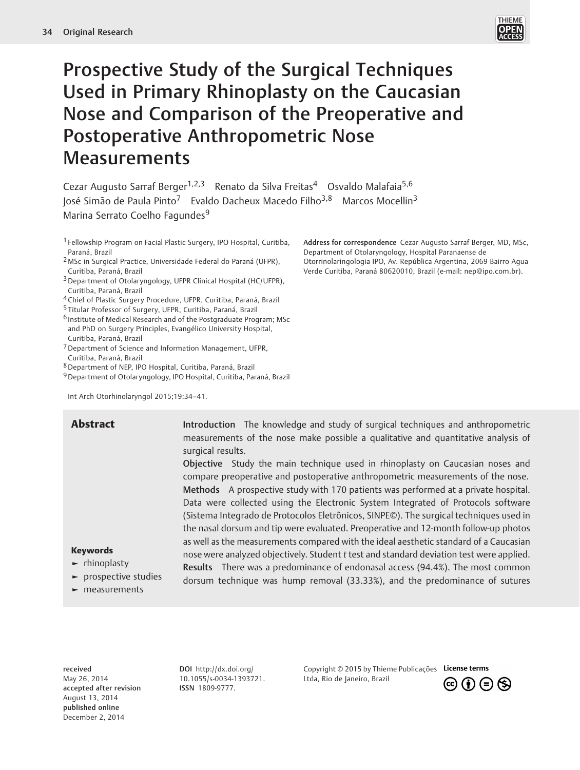# Prospective Study of the Surgical Techniques Used in Primary Rhinoplasty on the Caucasian Nose and Comparison of the Preoperative and Postoperative Anthropometric Nose Measurements

Cezar Augusto Sarraf Berger[1,2,3] Renato da Silva Freitas[4] Osvaldo Malafaia[5,6] José Simão de Paula Pinto[7] Evaldo Dacheux Macedo Filho[3,8] Marcos Mocellin[3] Marina Serrato Coelho Fagundes[9]

[1] Fellowship Program on Facial Plastic Surgery, IPO Hospital, Curitiba, Paraná, Brazil
[2] MSc in Surgical Practice, Universidade Federal do Paraná (UFPR), Curitiba, Paraná, Brazil
[3] Department of Otolaryngology, UFPR Clinical Hospital (HC/UFPR), Curitiba, Paraná, Brazil
[4] Chief of Plastic Surgery Procedure, UFPR, Curitiba, Paraná, Brazil
[5] Titular Professor of Surgery, UFPR, Curitiba, Paraná, Brazil
[6] Institute of Medical Research and of the Postgraduate Program; MSc and PhD on Surgery Principles, Evangélico University Hospital, Curitiba, Paraná, Brazil
[7] Department of Science and Information Management, UFPR, Curitiba, Paraná, Brazil
[8] Department of NEP, IPO Hospital, Curitiba, Paraná, Brazil
[9] Department of Otolaryngology, IPO Hospital, Curitiba, Paraná, Brazil

**Address for correspondence** Cezar Augusto Sarraf Berger, MD, MSc, Department of Otolaryngology, Hospital Paranaense de Otorrinolaringologia IPO, Av. República Argentina, 2069 Bairro Agua Verde Curitiba, Paraná 80620010, Brazil (e-mail: nep@ipo.com.br).

Int Arch Otorhinolaryngol 2015;19:34–41.

## Abstract

**Introduction** The knowledge and study of surgical techniques and anthropometric measurements of the nose make possible a qualitative and quantitative analysis of surgical results.

**Objective** Study the main technique used in rhinoplasty on Caucasian noses and compare preoperative and postoperative anthropometric measurements of the nose.

**Methods** A prospective study with 170 patients was performed at a private hospital. Data were collected using the Electronic System Integrated of Protocols software (Sistema Integrado de Protocolos Eletrônicos, SINPE©). The surgical techniques used in the nasal dorsum and tip were evaluated. Preoperative and 12-month follow-up photos as well as the measurements compared with the ideal aesthetic standard of a Caucasian nose were analyzed objectively. Student *t* test and standard deviation test were applied.

**Results** There was a predominance of endonasal access (94.4%). The most common dorsum technique was hump removal (33.33%), and the predominance of sutures

**Keywords**

- rhinoplasty
- prospective studies
- measurements

**received** May 26, 2014
**accepted after revision** August 13, 2014
**published online** December 2, 2014

**DOI** http://dx.doi.org/10.1055/s-0034-1393721.
**ISSN** 1809-9777.

Copyright © 2015 by Thieme Publicações Ltda, Rio de Janeiro, Brazil

**License terms**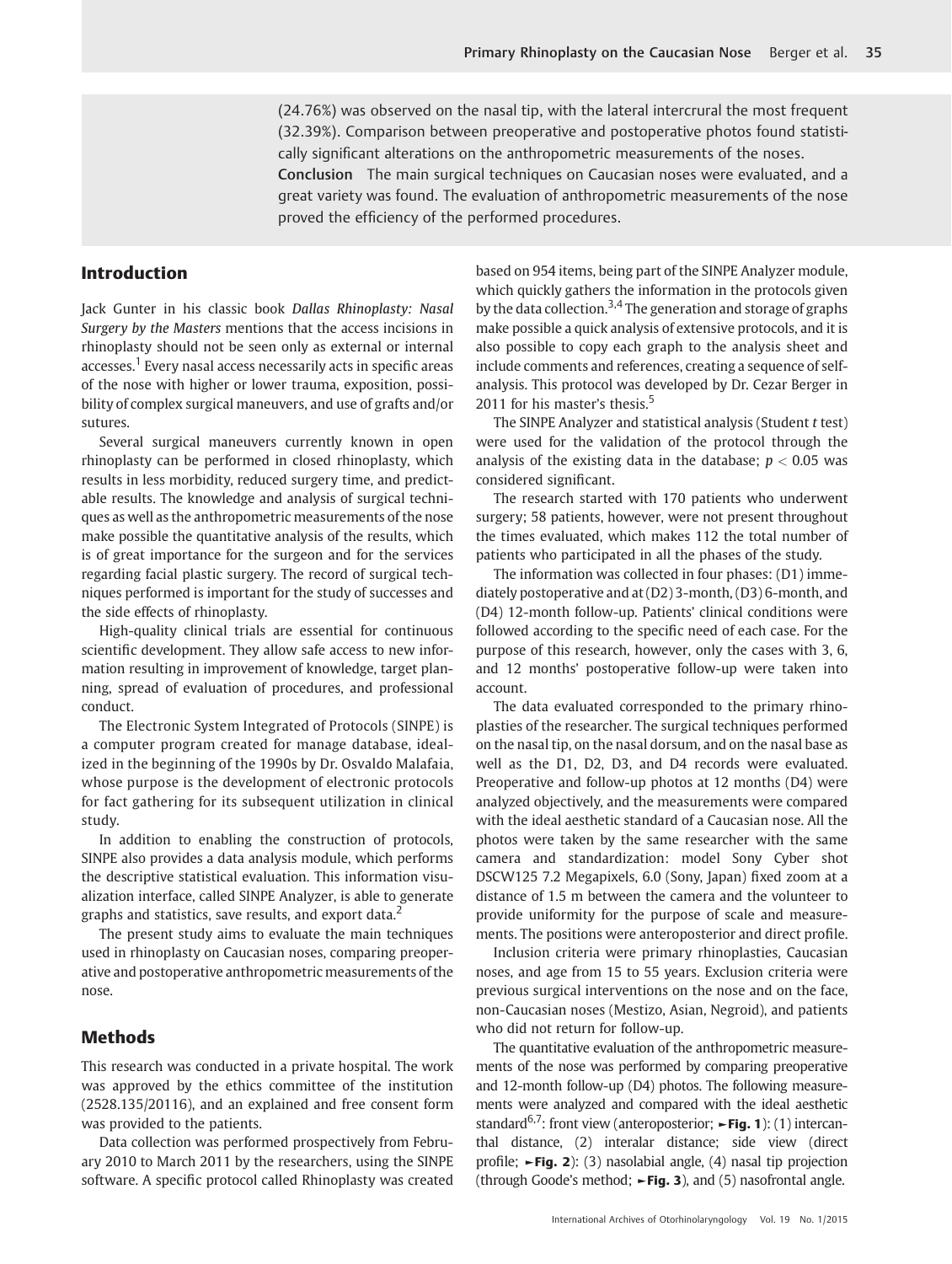(24.76%) was observed on the nasal tip, with the lateral intercrural the most frequent (32.39%). Comparison between preoperative and postoperative photos found statistically significant alterations on the anthropometric measurements of the noses.

**Conclusion** The main surgical techniques on Caucasian noses were evaluated, and a great variety was found. The evaluation of anthropometric measurements of the nose proved the efficiency of the performed procedures.

## Introduction

Jack Gunter in his classic book *Dallas Rhinoplasty: Nasal Surgery by the Masters* mentions that the access incisions in rhinoplasty should not be seen only as external or internal accesses.[1] Every nasal access necessarily acts in specific areas of the nose with higher or lower trauma, exposition, possibility of complex surgical maneuvers, and use of grafts and/or sutures.

Several surgical maneuvers currently known in open rhinoplasty can be performed in closed rhinoplasty, which results in less morbidity, reduced surgery time, and predictable results. The knowledge and analysis of surgical techniques as well as the anthropometric measurements of the nose make possible the quantitative analysis of the results, which is of great importance for the surgeon and for the services regarding facial plastic surgery. The record of surgical techniques performed is important for the study of successes and the side effects of rhinoplasty.

High-quality clinical trials are essential for continuous scientific development. They allow safe access to new information resulting in improvement of knowledge, target planning, spread of evaluation of procedures, and professional conduct.

The Electronic System Integrated of Protocols (SINPE) is a computer program created for manage database, idealized in the beginning of the 1990s by Dr. Osvaldo Malafaia, whose purpose is the development of electronic protocols for fact gathering for its subsequent utilization in clinical study.

In addition to enabling the construction of protocols, SINPE also provides a data analysis module, which performs the descriptive statistical evaluation. This information visualization interface, called SINPE Analyzer, is able to generate graphs and statistics, save results, and export data.[2]

The present study aims to evaluate the main techniques used in rhinoplasty on Caucasian noses, comparing preoperative and postoperative anthropometric measurements of the nose.

## Methods

This research was conducted in a private hospital. The work was approved by the ethics committee of the institution (2528.135/20116), and an explained and free consent form was provided to the patients.

Data collection was performed prospectively from February 2010 to March 2011 by the researchers, using the SINPE software. A specific protocol called Rhinoplasty was created based on 954 items, being part of the SINPE Analyzer module, which quickly gathers the information in the protocols given by the data collection.[3,4] The generation and storage of graphs make possible a quick analysis of extensive protocols, and it is also possible to copy each graph to the analysis sheet and include comments and references, creating a sequence of self-analysis. This protocol was developed by Dr. Cezar Berger in 2011 for his master's thesis.[5]

The SINPE Analyzer and statistical analysis (Student *t* test) were used for the validation of the protocol through the analysis of the existing data in the database; $p < 0.05$ was considered significant.

The research started with 170 patients who underwent surgery; 58 patients, however, were not present throughout the times evaluated, which makes 112 the total number of patients who participated in all the phases of the study.

The information was collected in four phases: (D1) immediately postoperative and at (D2) 3-month, (D3) 6-month, and (D4) 12-month follow-up. Patients' clinical conditions were followed according to the specific need of each case. For the purpose of this research, however, only the cases with 3, 6, and 12 months' postoperative follow-up were taken into account.

The data evaluated corresponded to the primary rhinoplasties of the researcher. The surgical techniques performed on the nasal tip, on the nasal dorsum, and on the nasal base as well as the D1, D2, D3, and D4 records were evaluated. Preoperative and follow-up photos at 12 months (D4) were analyzed objectively, and the measurements were compared with the ideal aesthetic standard of a Caucasian nose. All the photos were taken by the same researcher with the same camera and standardization: model Sony Cyber shot DSCW125 7.2 Megapixels, 6.0 (Sony, Japan) fixed zoom at a distance of 1.5 m between the camera and the volunteer to provide uniformity for the purpose of scale and measurements. The positions were anteroposterior and direct profile.

Inclusion criteria were primary rhinoplasties, Caucasian noses, and age from 15 to 55 years. Exclusion criteria were previous surgical interventions on the nose and on the face, non-Caucasian noses (Mestizo, Asian, Negroid), and patients who did not return for follow-up.

The quantitative evaluation of the anthropometric measurements of the nose was performed by comparing preoperative and 12-month follow-up (D4) photos. The following measurements were analyzed and compared with the ideal aesthetic standard[6,7]: front view (anteroposterior; ►**Fig. 1**): (1) intercanthal distance, (2) interalar distance; side view (direct profile; ►**Fig. 2**): (3) nasolabial angle, (4) nasal tip projection (through Goode's method; ►**Fig. 3**), and (5) nasofrontal angle.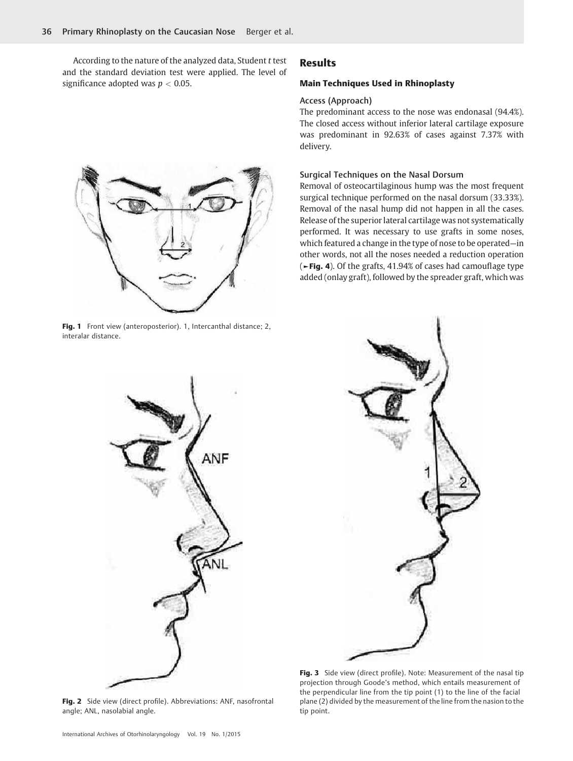According to the nature of the analyzed data, Student *t* test and the standard deviation test were applied. The level of significance adopted was $p < 0.05$.

Fig. 1 Front view (anteroposterior). 1, Intercanthal distance; 2, interalar distance.

Fig. 2 Side view (direct profile). Abbreviations: ANF, nasofrontal angle; ANL, nasolabial angle.

## Results

### Main Techniques Used in Rhinoplasty

#### Access (Approach)

The predominant access to the nose was endonasal (94.4%). The closed access without inferior lateral cartilage exposure was predominant in 92.63% of cases against 7.37% with delivery.

#### Surgical Techniques on the Nasal Dorsum

Removal of osteocartilaginous hump was the most frequent surgical technique performed on the nasal dorsum (33.33%). Removal of the nasal hump did not happen in all the cases. Release of the superior lateral cartilage was not systematically performed. It was necessary to use grafts in some noses, which featured a change in the type of nose to be operated—in other words, not all the noses needed a reduction operation (►Fig. 4). Of the grafts, 41.94% of cases had camouflage type added (onlay graft), followed by the spreader graft, which was

Fig. 3 Side view (direct profile). Note: Measurement of the nasal tip projection through Goode's method, which entails measurement of the perpendicular line from the tip point (1) to the line of the facial plane (2) divided by the measurement of the line from the nasion to the tip point.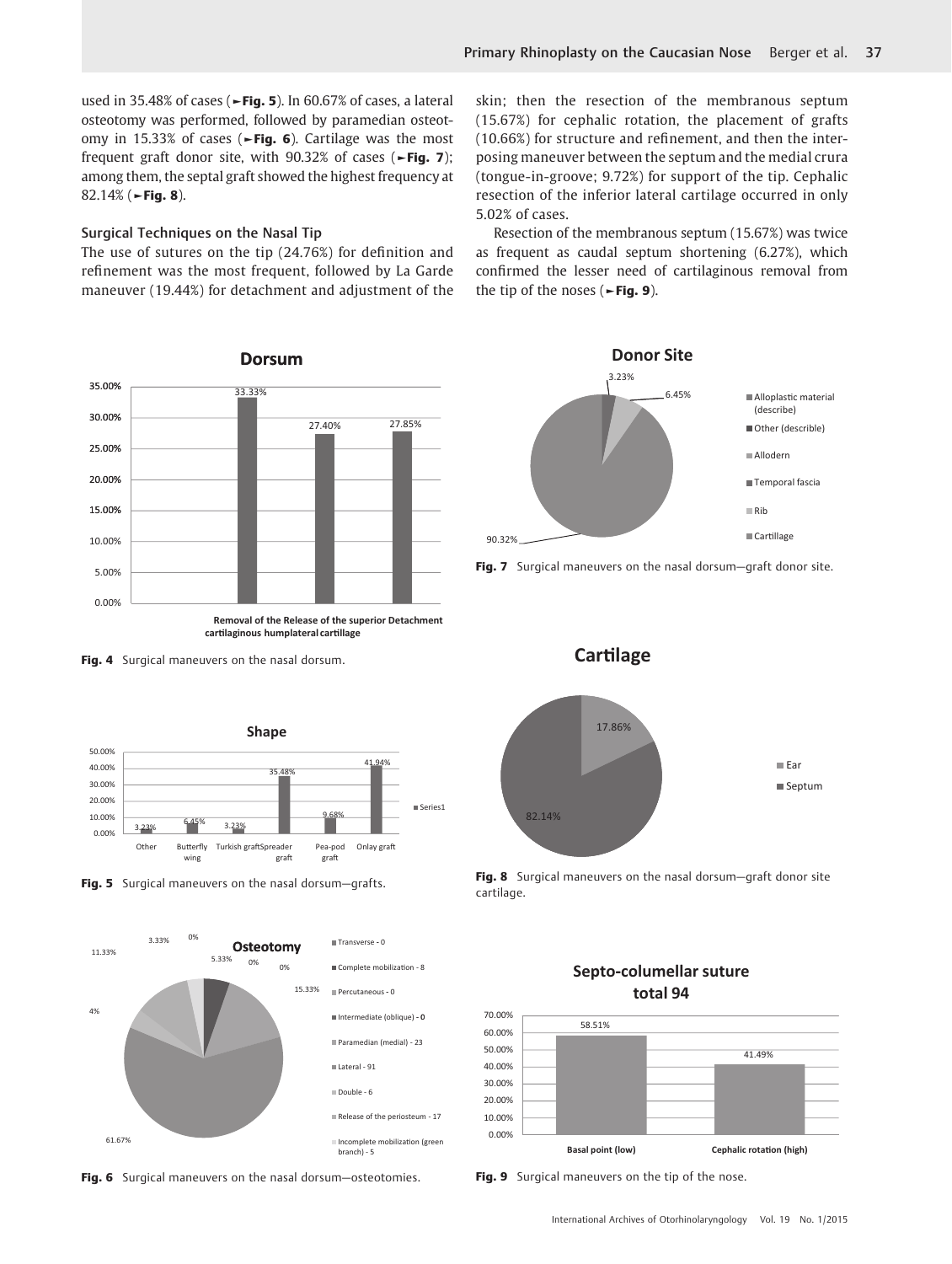used in 35.48% of cases (►Fig. 5). In 60.67% of cases, a lateral osteotomy was performed, followed by paramedian osteotomy in 15.33% of cases (►Fig. 6). Cartilage was the most frequent graft donor site, with 90.32% of cases (►Fig. 7); among them, the septal graft showed the highest frequency at 82.14% (►Fig. 8).

### Surgical Techniques on the Nasal Tip

The use of sutures on the tip (24.76%) for definition and refinement was the most frequent, followed by La Garde maneuver (19.44%) for detachment and adjustment of the skin; then the resection of the membranous septum (15.67%) for cephalic rotation, the placement of grafts (10.66%) for structure and refinement, and then the interposing maneuver between the septum and the medial crura (tongue-in-groove; 9.72%) for support of the tip. Cephalic resection of the inferior lateral cartilage occurred in only 5.02% of cases.

Resection of the membranous septum (15.67%) was twice as frequent as caudal septum shortening (6.27%), which confirmed the lesser need of cartilaginous removal from the tip of the noses (►Fig. 9).

**Fig. 4** Surgical maneuvers on the nasal dorsum.

**Fig. 5** Surgical maneuvers on the nasal dorsum—grafts.

**Fig. 6** Surgical maneuvers on the nasal dorsum—osteotomies.

**Fig. 7** Surgical maneuvers on the nasal dorsum—graft donor site.

**Fig. 8** Surgical maneuvers on the nasal dorsum—graft donor site cartilage.

**Fig. 9** Surgical maneuvers on the tip of the nose.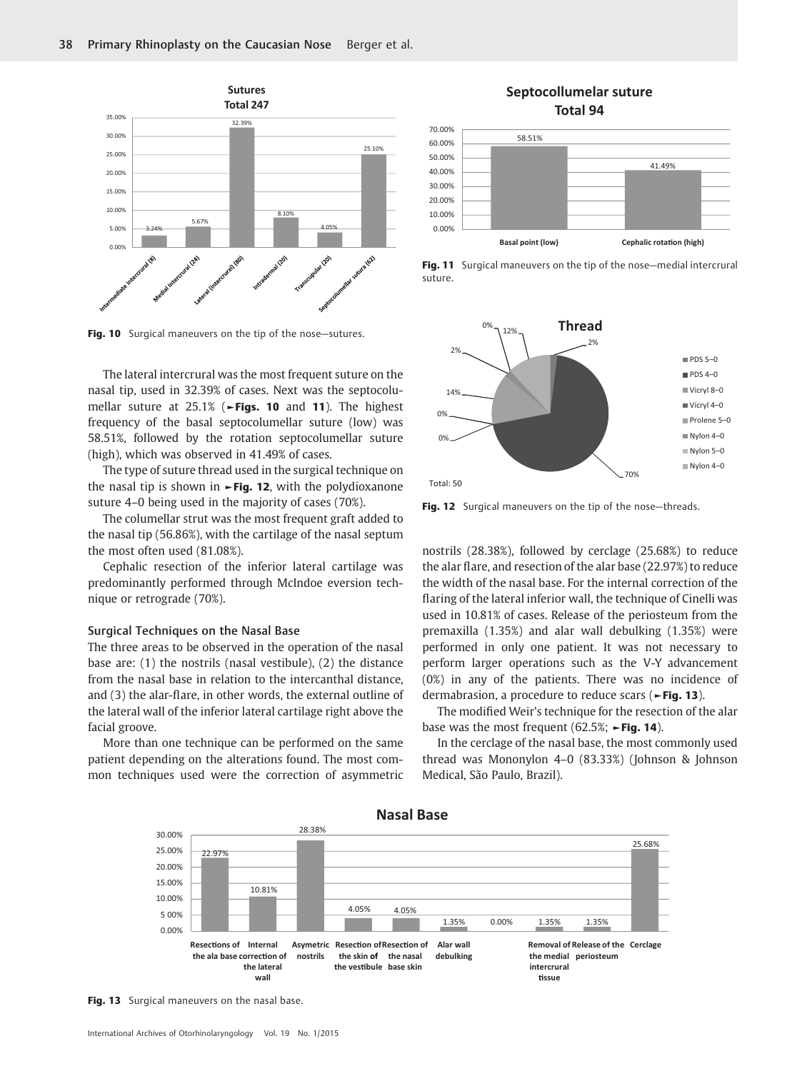**Sutures**
**Total 247**

| Suture | Percentage |
|---|---|
| Intermediate intercrural (8) | 3.24% |
| Medial intercrural (24) | 5.67% |
| Lateral (intercrural) (80) | 32.39% |
| Intradermal (20) | 8.10% |
| Transcupular (20) | 4.05% |
| Septocolumellar sutura (62) | 25.10% |

**Fig. 10** Surgical maneuvers on the tip of the nose—sutures.

**Septocollumelar suture**
**Total 94**

| | Percentage |
|---|---|
| Basal point (low) | 58.51% |
| Cephalic rotation (high) | 41.49% |

**Fig. 11** Surgical maneuvers on the tip of the nose—medial intercrural suture.

**Thread**

| Thread | Percentage |
|---|---|
| PDS 5–0 | 2% |
| PDS 4–0 | 70% |
| Vicryl 8–0 | 0% |
| Vicryl 4–0 | 0% |
| Prolene 5–0 | 14% |
| Nylon 4–0 | 2% |
| Nylon 5–0 | 12% |
| Nylon 4–0 | 0% |

Total: 50

**Fig. 12** Surgical maneuvers on the tip of the nose—threads.

The lateral intercrural was the most frequent suture on the nasal tip, used in 32.39% of cases. Next was the septocolumellar suture at 25.1% (►Figs. 10 and 11). The highest frequency of the basal septocolumellar suture (low) was 58.51%, followed by the rotation septocolumellar suture (high), which was observed in 41.49% of cases.

The type of suture thread used in the surgical technique on the nasal tip is shown in ►Fig. 12, with the polydioxanone suture 4–0 being used in the majority of cases (70%).

The columellar strut was the most frequent graft added to the nasal tip (56.86%), with the cartilage of the nasal septum the most often used (81.08%).

Cephalic resection of the inferior lateral cartilage was predominantly performed through McIndoe eversion technique or retrograde (70%).

### Surgical Techniques on the Nasal Base

The three areas to be observed in the operation of the nasal base are: (1) the nostrils (nasal vestibule), (2) the distance from the nasal base in relation to the intercanthal distance, and (3) the alar-flare, in other words, the external outline of the lateral wall of the inferior lateral cartilage right above the facial groove.

More than one technique can be performed on the same patient depending on the alterations found. The most common techniques used were the correction of asymmetric nostrils (28.38%), followed by cerclage (25.68%) to reduce the alar flare, and resection of the alar base (22.97%) to reduce the width of the nasal base. For the internal correction of the flaring of the lateral inferior wall, the technique of Cinelli was used in 10.81% of cases. Release of the periosteum from the premaxilla (1.35%) and alar wall debulking (1.35%) were performed in only one patient. It was not necessary to perform larger operations such as the V-Y advancement (0%) in any of the patients. There was no incidence of dermabrasion, a procedure to reduce scars (►Fig. 13).

The modified Weir's technique for the resection of the alar base was the most frequent (62.5%; ►Fig. 14).

In the cerclage of the nasal base, the most commonly used thread was Mononylon 4–0 (83.33%) (Johnson & Johnson Medical, São Paulo, Brazil).

**Nasal Base**

| Technique | Percentage |
|---|---|
| Resections of the ala base | 22.97% |
| Internal correction of the lateral wall | 10.81% |
| Asymetric nostrils | 28.38% |
| Resection of the skin of the vestibule | 4.05% |
| Resection of the nasal base skin | 4.05% |
| Alar wall debulking | 1.35% |
| | 0.00% |
| Removal of the medial intercrural tissue | 1.35% |
| Release of the periosteum | 1.35% |
| Cerclage | 25.68% |

**Fig. 13** Surgical maneuvers on the nasal base.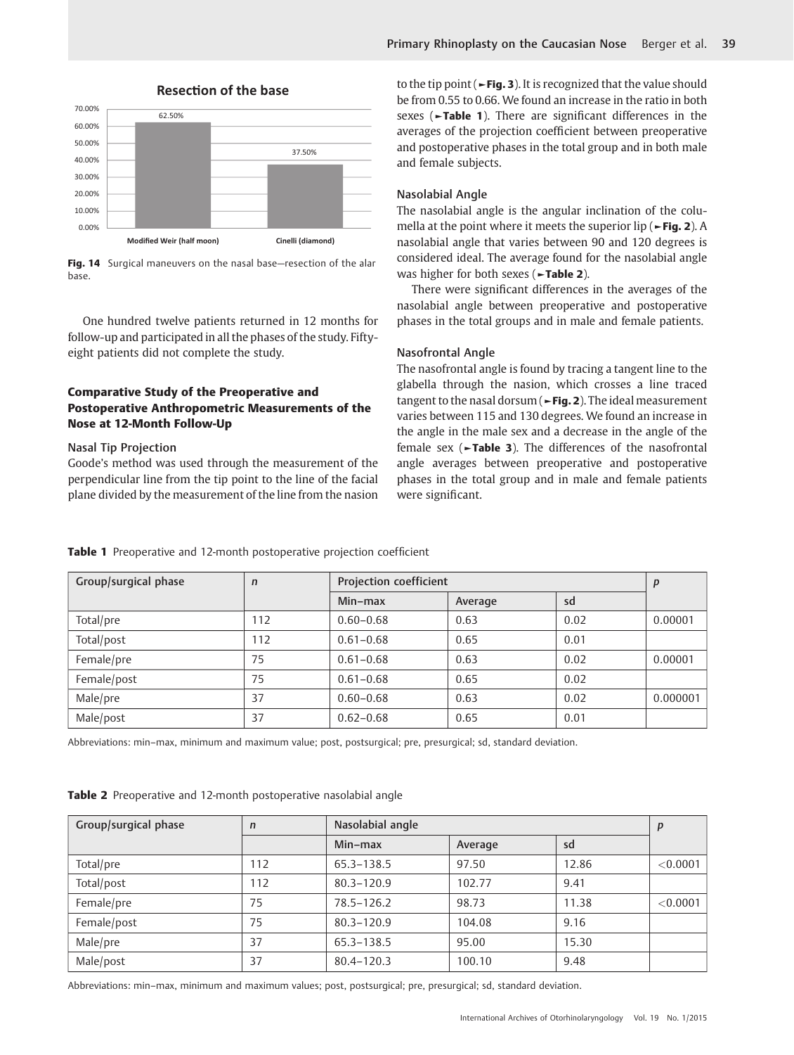**Resection of the base**

| | Modified Weir (half moon) | Cinelli (diamond) |
|---|---|---|
| | 62.50% | 37.50% |

**Fig. 14** Surgical maneuvers on the nasal base—resection of the alar base.

One hundred twelve patients returned in 12 months for follow-up and participated in all the phases of the study. Fifty-eight patients did not complete the study.

### Comparative Study of the Preoperative and Postoperative Anthropometric Measurements of the Nose at 12-Month Follow-Up

#### Nasal Tip Projection

Goode's method was used through the measurement of the perpendicular line from the tip point to the line of the facial plane divided by the measurement of the line from the nasion to the tip point (►**Fig. 3**). It is recognized that the value should be from 0.55 to 0.66. We found an increase in the ratio in both sexes (►**Table 1**). There are significant differences in the averages of the projection coefficient between preoperative and postoperative phases in the total group and in both male and female subjects.

#### Nasolabial Angle

The nasolabial angle is the angular inclination of the columella at the point where it meets the superior lip (►**Fig. 2**). A nasolabial angle that varies between 90 and 120 degrees is considered ideal. The average found for the nasolabial angle was higher for both sexes (►**Table 2**).

There were significant differences in the averages of the nasolabial angle between preoperative and postoperative phases in the total groups and in male and female patients.

#### Nasofrontal Angle

The nasofrontal angle is found by tracing a tangent line to the glabella through the nasion, which crosses a line traced tangent to the nasal dorsum (►**Fig. 2**). The ideal measurement varies between 115 and 130 degrees. We found an increase in the angle in the male sex and a decrease in the angle of the female sex (►**Table 3**). The differences of the nasofrontal angle averages between preoperative and postoperative phases in the total group and in male and female patients were significant.

**Table 1** Preoperative and 12-month postoperative projection coefficient

| Group/surgical phase | *n* | Projection coefficient | | | *p* |
|---|---|---|---|---|---|
| | | Min–max | Average | sd | |
| Total/pre | 112 | 0.60–0.68 | 0.63 | 0.02 | 0.00001 |
| Total/post | 112 | 0.61–0.68 | 0.65 | 0.01 | |
| Female/pre | 75 | 0.61–0.68 | 0.63 | 0.02 | 0.00001 |
| Female/post | 75 | 0.61–0.68 | 0.65 | 0.02 | |
| Male/pre | 37 | 0.60–0.68 | 0.63 | 0.02 | 0.000001 |
| Male/post | 37 | 0.62–0.68 | 0.65 | 0.01 | |

Abbreviations: min–max, minimum and maximum value; post, postsurgical; pre, presurgical; sd, standard deviation.

**Table 2** Preoperative and 12-month postoperative nasolabial angle

| Group/surgical phase | *n* | Nasolabial angle | | | *p* |
|---|---|---|---|---|---|
| | | Min–max | Average | sd | |
| Total/pre | 112 | 65.3–138.5 | 97.50 | 12.86 | <0.0001 |
| Total/post | 112 | 80.3–120.9 | 102.77 | 9.41 | |
| Female/pre | 75 | 78.5–126.2 | 98.73 | 11.38 | <0.0001 |
| Female/post | 75 | 80.3–120.9 | 104.08 | 9.16 | |
| Male/pre | 37 | 65.3–138.5 | 95.00 | 15.30 | |
| Male/post | 37 | 80.4–120.3 | 100.10 | 9.48 | |

Abbreviations: min–max, minimum and maximum values; post, postsurgical; pre, presurgical; sd, standard deviation.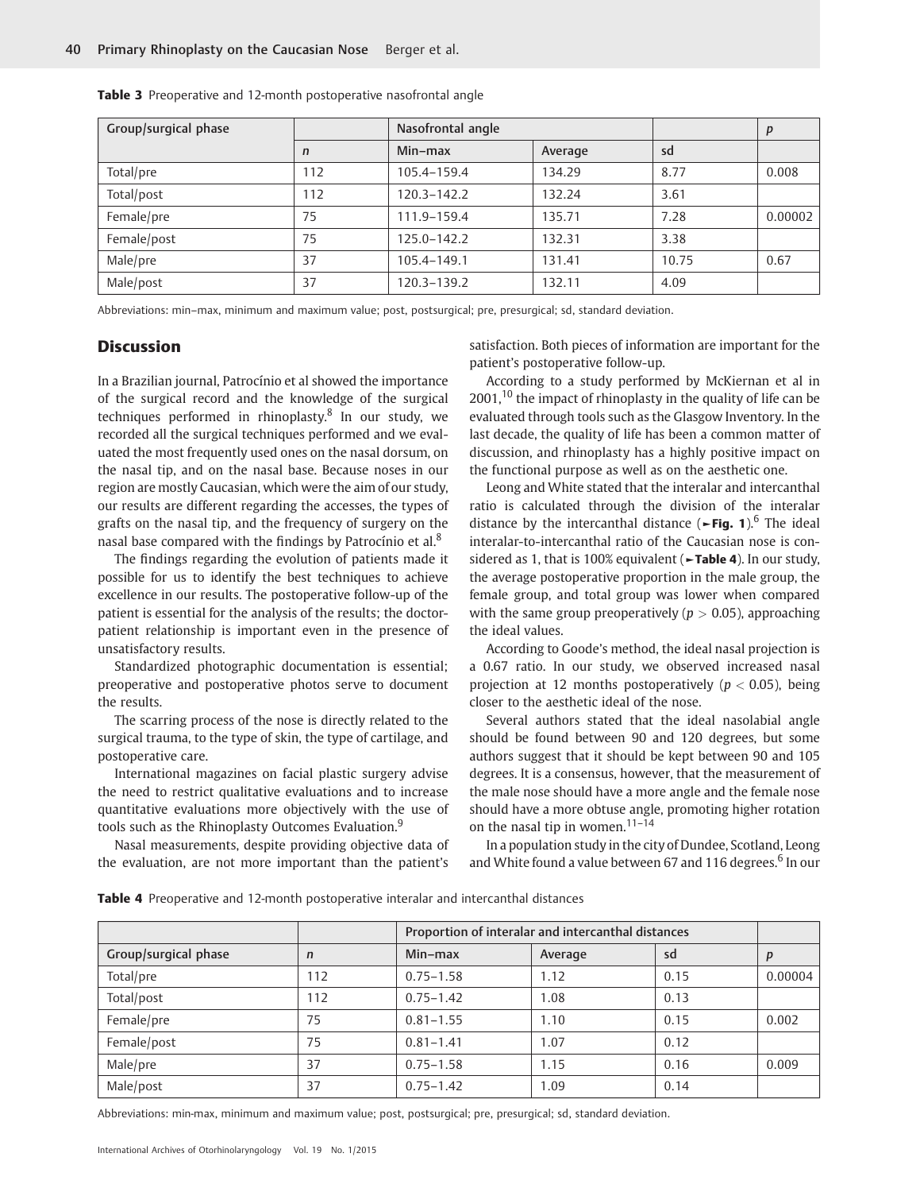**Table 3** Preoperative and 12-month postoperative nasofrontal angle

| Group/surgical phase | | Nasofrontal angle | | | p |
|---|---|---|---|---|---|
| | n | Min–max | Average | sd | |
| Total/pre | 112 | 105.4–159.4 | 134.29 | 8.77 | 0.008 |
| Total/post | 112 | 120.3–142.2 | 132.24 | 3.61 | |
| Female/pre | 75 | 111.9–159.4 | 135.71 | 7.28 | 0.00002 |
| Female/post | 75 | 125.0–142.2 | 132.31 | 3.38 | |
| Male/pre | 37 | 105.4–149.1 | 131.41 | 10.75 | 0.67 |
| Male/post | 37 | 120.3–139.2 | 132.11 | 4.09 | |

Abbreviations: min–max, minimum and maximum value; post, postsurgical; pre, presurgical; sd, standard deviation.

## Discussion

In a Brazilian journal, Patrocínio et al showed the importance of the surgical record and the knowledge of the surgical techniques performed in rhinoplasty.[8] In our study, we recorded all the surgical techniques performed and we evaluated the most frequently used ones on the nasal dorsum, on the nasal tip, and on the nasal base. Because noses in our region are mostly Caucasian, which were the aim of our study, our results are different regarding the accesses, the types of grafts on the nasal tip, and the frequency of surgery on the nasal base compared with the findings by Patrocínio et al.[8]

The findings regarding the evolution of patients made it possible for us to identify the best techniques to achieve excellence in our results. The postoperative follow-up of the patient is essential for the analysis of the results; the doctor-patient relationship is important even in the presence of unsatisfactory results.

Standardized photographic documentation is essential; preoperative and postoperative photos serve to document the results.

The scarring process of the nose is directly related to the surgical trauma, to the type of skin, the type of cartilage, and postoperative care.

International magazines on facial plastic surgery advise the need to restrict qualitative evaluations and to increase quantitative evaluations more objectively with the use of tools such as the Rhinoplasty Outcomes Evaluation.[9]

Nasal measurements, despite providing objective data of the evaluation, are not more important than the patient's satisfaction. Both pieces of information are important for the patient's postoperative follow-up.

According to a study performed by McKiernan et al in 2001,[10] the impact of rhinoplasty in the quality of life can be evaluated through tools such as the Glasgow Inventory. In the last decade, the quality of life has been a common matter of discussion, and rhinoplasty has a highly positive impact on the functional purpose as well as on the aesthetic one.

Leong and White stated that the interalar and intercanthal ratio is calculated through the division of the interalar distance by the intercanthal distance (►**Fig. 1**).[6] The ideal interalar-to-intercanthal ratio of the Caucasian nose is considered as 1, that is 100% equivalent (►**Table 4**). In our study, the average postoperative proportion in the male group, the female group, and total group was lower when compared with the same group preoperatively ($p > 0.05$), approaching the ideal values.

According to Goode's method, the ideal nasal projection is a 0.67 ratio. In our study, we observed increased nasal projection at 12 months postoperatively ($p < 0.05$), being closer to the aesthetic ideal of the nose.

Several authors stated that the ideal nasolabial angle should be found between 90 and 120 degrees, but some authors suggest that it should be kept between 90 and 105 degrees. It is a consensus, however, that the measurement of the male nose should have a more angle and the female nose should have a more obtuse angle, promoting higher rotation on the nasal tip in women.[11–14]

In a population study in the city of Dundee, Scotland, Leong and White found a value between 67 and 116 degrees.[6] In our

**Table 4** Preoperative and 12-month postoperative interalar and intercanthal distances

| | | Proportion of interalar and intercanthal distances | | | |
|---|---|---|---|---|---|
| Group/surgical phase | n | Min–max | Average | sd | p |
| Total/pre | 112 | 0.75–1.58 | 1.12 | 0.15 | 0.00004 |
| Total/post | 112 | 0.75–1.42 | 1.08 | 0.13 | |
| Female/pre | 75 | 0.81–1.55 | 1.10 | 0.15 | 0.002 |
| Female/post | 75 | 0.81–1.41 | 1.07 | 0.12 | |
| Male/pre | 37 | 0.75–1.58 | 1.15 | 0.16 | 0.009 |
| Male/post | 37 | 0.75–1.42 | 1.09 | 0.14 | |

Abbreviations: min-max, minimum and maximum value; post, postsurgical; pre, presurgical; sd, standard deviation.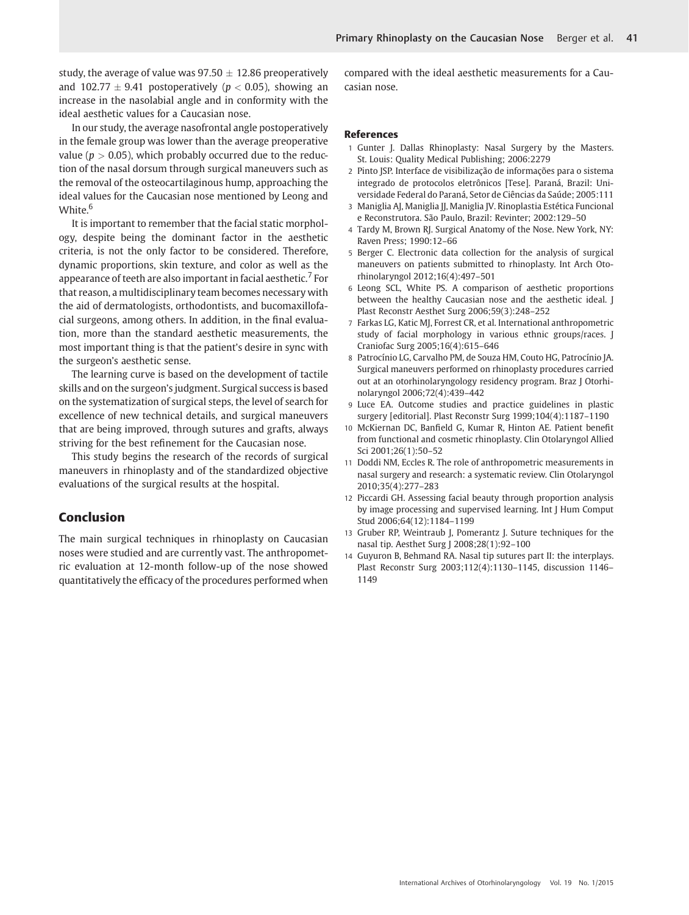study, the average of value was $97.50 \pm 12.86$ preoperatively and $102.77 \pm 9.41$ postoperatively ($p < 0.05$), showing an increase in the nasolabial angle and in conformity with the ideal aesthetic values for a Caucasian nose.

In our study, the average nasofrontal angle postoperatively in the female group was lower than the average preoperative value ($p > 0.05$), which probably occurred due to the reduction of the nasal dorsum through surgical maneuvers such as the removal of the osteocartilaginous hump, approaching the ideal values for the Caucasian nose mentioned by Leong and White.[6]

It is important to remember that the facial static morphology, despite being the dominant factor in the aesthetic criteria, is not the only factor to be considered. Therefore, dynamic proportions, skin texture, and color as well as the appearance of teeth are also important in facial aesthetic.[7] For that reason, a multidisciplinary team becomes necessary with the aid of dermatologists, orthodontists, and bucomaxillofacial surgeons, among others. In addition, in the final evaluation, more than the standard aesthetic measurements, the most important thing is that the patient's desire in sync with the surgeon's aesthetic sense.

The learning curve is based on the development of tactile skills and on the surgeon's judgment. Surgical success is based on the systematization of surgical steps, the level of search for excellence of new technical details, and surgical maneuvers that are being improved, through sutures and grafts, always striving for the best refinement for the Caucasian nose.

This study begins the research of the records of surgical maneuvers in rhinoplasty and of the standardized objective evaluations of the surgical results at the hospital.

## Conclusion

The main surgical techniques in rhinoplasty on Caucasian noses were studied and are currently vast. The anthropometric evaluation at 12-month follow-up of the nose showed quantitatively the efficacy of the procedures performed when compared with the ideal aesthetic measurements for a Caucasian nose.

## References

1. Gunter J. Dallas Rhinoplasty: Nasal Surgery by the Masters. St. Louis: Quality Medical Publishing; 2006:2279
2. Pinto JSP. Interface de visibilização de informações para o sistema integrado de protocolos eletrônicos [Tese]. Paraná, Brazil: Universidade Federal do Paraná, Setor de Ciências da Saúde; 2005:111
3. Maniglia AJ, Maniglia JJ, Maniglia JV. Rinoplastia Estética Funcional e Reconstrutora. São Paulo, Brazil: Revinter; 2002:129–50
4. Tardy M, Brown RJ. Surgical Anatomy of the Nose. New York, NY: Raven Press; 1990:12–66
5. Berger C. Electronic data collection for the analysis of surgical maneuvers on patients submitted to rhinoplasty. Int Arch Otorhinolaryngol 2012;16(4):497–501
6. Leong SCL, White PS. A comparison of aesthetic proportions between the healthy Caucasian nose and the aesthetic ideal. J Plast Reconstr Aesthet Surg 2006;59(3):248–252
7. Farkas LG, Katic MJ, Forrest CR, et al. International anthropometric study of facial morphology in various ethnic groups/races. J Craniofac Surg 2005;16(4):615–646
8. Patrocínio LG, Carvalho PM, de Souza HM, Couto HG, Patrocínio JA. Surgical maneuvers performed on rhinoplasty procedures carried out at an otorhinolaryngology residency program. Braz J Otorhinolaryngol 2006;72(4):439–442
9. Luce EA. Outcome studies and practice guidelines in plastic surgery [editorial]. Plast Reconstr Surg 1999;104(4):1187–1190
10. McKiernan DC, Banfield G, Kumar R, Hinton AE. Patient benefit from functional and cosmetic rhinoplasty. Clin Otolaryngol Allied Sci 2001;26(1):50–52
11. Doddi NM, Eccles R. The role of anthropometric measurements in nasal surgery and research: a systematic review. Clin Otolaryngol 2010;35(4):277–283
12. Piccardi GH. Assessing facial beauty through proportion analysis by image processing and supervised learning. Int J Hum Comput Stud 2006;64(12):1184–1199
13. Gruber RP, Weintraub J, Pomerantz J. Suture techniques for the nasal tip. Aesthet Surg J 2008;28(1):92–100
14. Guyuron B, Behmand RA. Nasal tip sutures part II: the interplays. Plast Reconstr Surg 2003;112(4):1130–1145, discussion 1146–1149